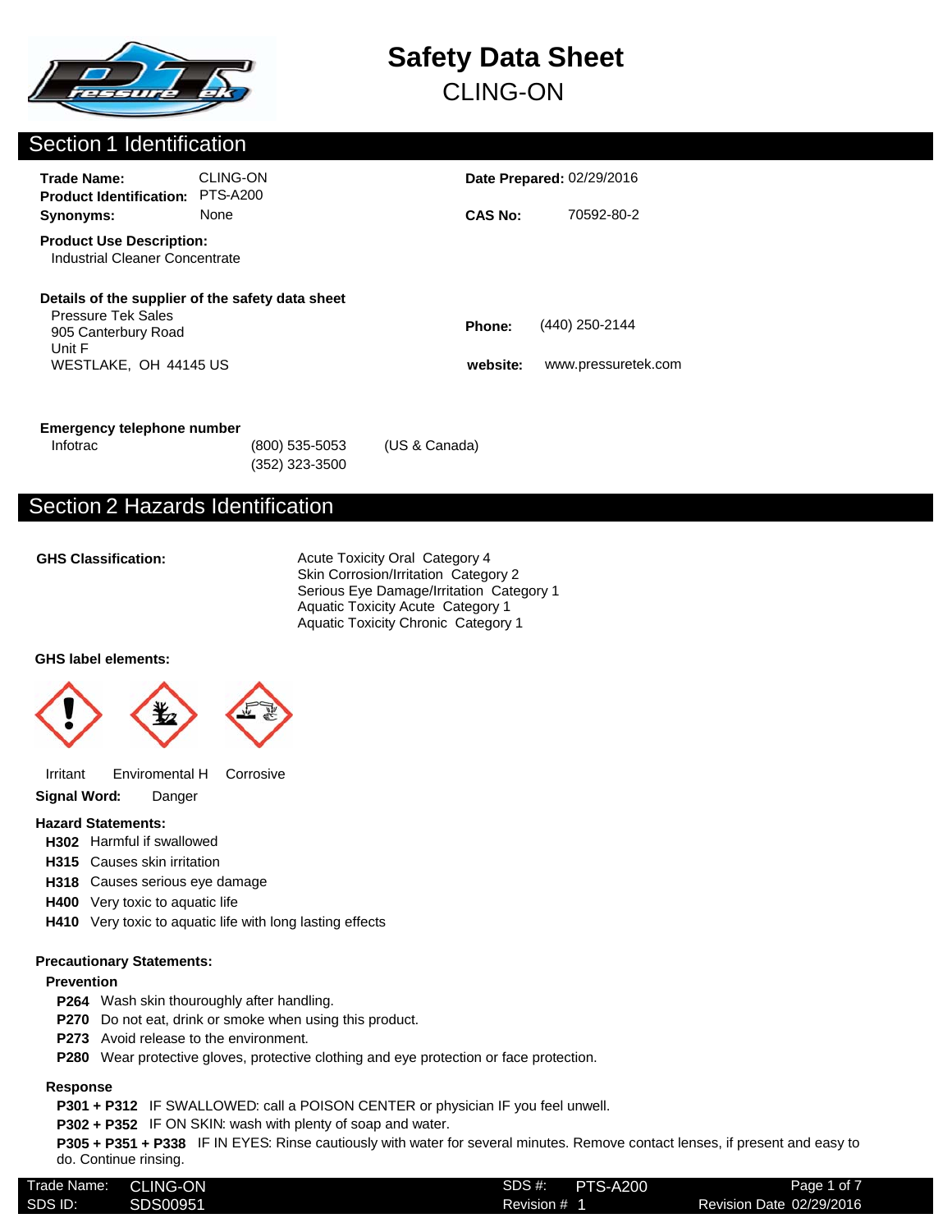# Safety Data Sheet
CLING-ON

## Section 1 Identification

**Trade Name:** CLING-ON
**Product Identification:** PTS-A200
**Synonyms:** None

**Date Prepared:** 02/29/2016
**CAS No:** 70592-80-2

**Product Use Description:**
Industrial Cleaner Concentrate

**Details of the supplier of the safety data sheet**
Pressure Tek Sales
905 Canterbury Road
Unit F
WESTLAKE, OH 44145 US

**Phone:** (440) 250-2144
**website:** www.pressuretek.com

**Emergency telephone number**
Infotrac (800) 535-5053 (US & Canada)
(352) 323-3500

## Section 2 Hazards Identification

**GHS Classification:**
Acute Toxicity Oral Category 4
Skin Corrosion/Irritation Category 2
Serious Eye Damage/Irritation Category 1
Aquatic Toxicity Acute Category 1
Aquatic Toxicity Chronic Category 1

**GHS label elements:**

Irritant Enviromental H Corrosive

**Signal Word:** Danger

**Hazard Statements:**
- **H302** Harmful if swallowed
- **H315** Causes skin irritation
- **H318** Causes serious eye damage
- **H400** Very toxic to aquatic life
- **H410** Very toxic to aquatic life with long lasting effects

**Precautionary Statements:**

**Prevention**
- **P264** Wash skin thouroughly after handling.
- **P270** Do not eat, drink or smoke when using this product.
- **P273** Avoid release to the environment.
- **P280** Wear protective gloves, protective clothing and eye protection or face protection.

**Response**
- **P301 + P312** IF SWALLOWED: call a POISON CENTER or physician IF you feel unwell.
- **P302 + P352** IF ON SKIN: wash with plenty of soap and water.
- **P305 + P351 + P338** IF IN EYES: Rinse cautiously with water for several minutes. Remove contact lenses, if present and easy to do. Continue rinsing.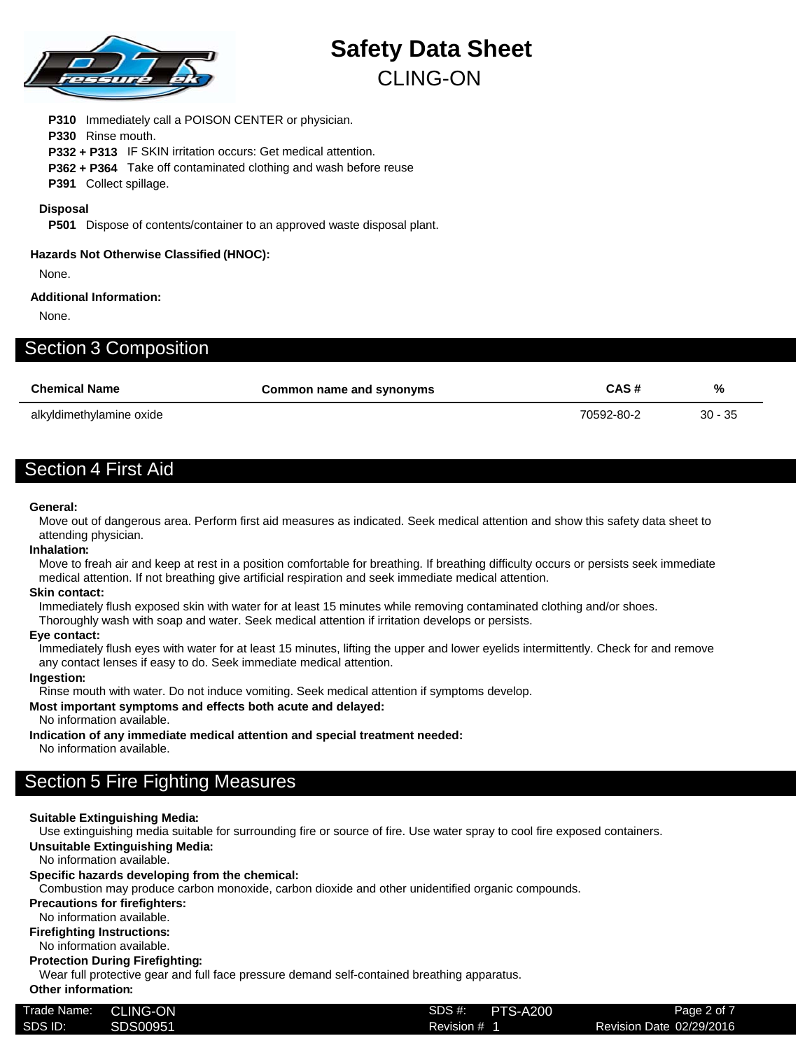**P310** Immediately call a POISON CENTER or physician.

**P330** Rinse mouth.

**P332 + P313** IF SKIN irritation occurs: Get medical attention.

**P362 + P364** Take off contaminated clothing and wash before reuse

**P391** Collect spillage.

**Disposal**

**P501** Dispose of contents/container to an approved waste disposal plant.

**Hazards Not Otherwise Classified (HNOC):**

None.

**Additional Information:**

None.

## Section 3 Composition

| Chemical Name | Common name and synonyms | CAS # | % |
| --- | --- | --- | --- |
| alkyldimethylamine oxide | | 70592-80-2 | 30 - 35 |

## Section 4 First Aid

**General:**

Move out of dangerous area. Perform first aid measures as indicated. Seek medical attention and show this safety data sheet to attending physician.

**Inhalation:**

Move to freah air and keep at rest in a position comfortable for breathing. If breathing difficulty occurs or persists seek immediate medical attention. If not breathing give artificial respiration and seek immediate medical attention.

**Skin contact:**

Immediately flush exposed skin with water for at least 15 minutes while removing contaminated clothing and/or shoes. Thoroughly wash with soap and water. Seek medical attention if irritation develops or persists.

**Eye contact:**

Immediately flush eyes with water for at least 15 minutes, lifting the upper and lower eyelids intermittently. Check for and remove any contact lenses if easy to do. Seek immediate medical attention.

**Ingestion:**

Rinse mouth with water. Do not induce vomiting. Seek medical attention if symptoms develop.

**Most important symptoms and effects both acute and delayed:**

No information available.

**Indication of any immediate medical attention and special treatment needed:**

No information available.

## Section 5 Fire Fighting Measures

**Suitable Extinguishing Media:**

Use extinguishing media suitable for surrounding fire or source of fire. Use water spray to cool fire exposed containers.

**Unsuitable Extinguishing Media:**

No information available.

**Specific hazards developing from the chemical:**

Combustion may produce carbon monoxide, carbon dioxide and other unidentified organic compounds.

**Precautions for firefighters:**

No information available.

**Firefighting Instructions:**

No information available.

**Protection During Firefighting:**

Wear full protective gear and full face pressure demand self-contained breathing apparatus.

**Other information:**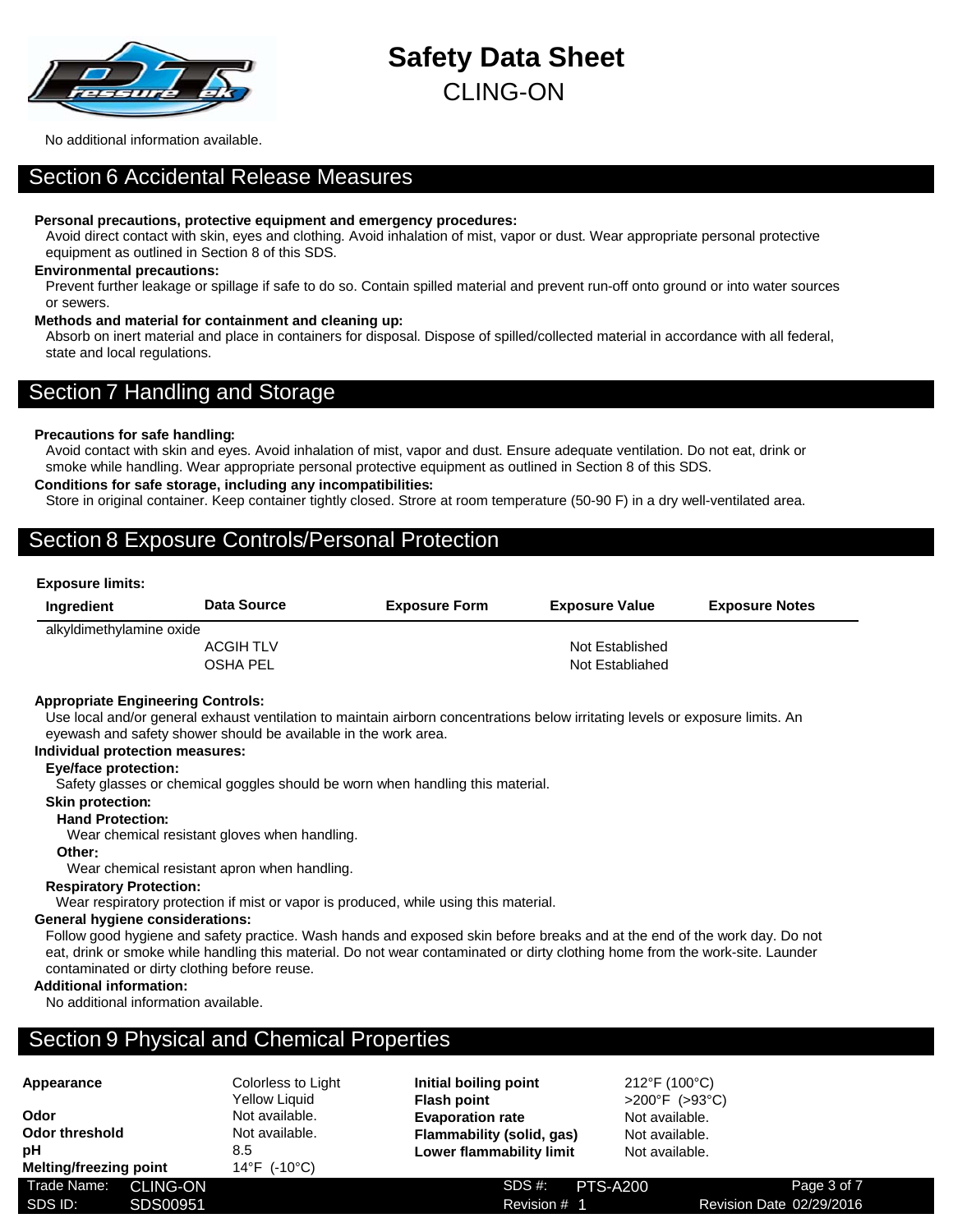No additional information available.

## Section 6 Accidental Release Measures

**Personal precautions, protective equipment and emergency procedures:**

Avoid direct contact with skin, eyes and clothing. Avoid inhalation of mist, vapor or dust. Wear appropriate personal protective equipment as outlined in Section 8 of this SDS.

**Environmental precautions:**

Prevent further leakage or spillage if safe to do so. Contain spilled material and prevent run-off onto ground or into water sources or sewers.

**Methods and material for containment and cleaning up:**

Absorb on inert material and place in containers for disposal. Dispose of spilled/collected material in accordance with all federal, state and local regulations.

## Section 7 Handling and Storage

**Precautions for safe handling:**

Avoid contact with skin and eyes. Avoid inhalation of mist, vapor and dust. Ensure adequate ventilation. Do not eat, drink or smoke while handling. Wear appropriate personal protective equipment as outlined in Section 8 of this SDS.

**Conditions for safe storage, including any incompatibilities:**

Store in original container. Keep container tightly closed. Strore at room temperature (50-90 F) in a dry well-ventilated area.

## Section 8 Exposure Controls/Personal Protection

**Exposure limits:**

| Ingredient | Data Source | Exposure Form | Exposure Value | Exposure Notes |
|---|---|---|---|---|
| alkyldimethylamine oxide | | | | |
| | ACGIH TLV | | Not Established | |
| | OSHA PEL | | Not Establiahed | |

**Appropriate Engineering Controls:**

Use local and/or general exhaust ventilation to maintain airborn concentrations below irritating levels or exposure limits. An eyewash and safety shower should be available in the work area.

**Individual protection measures:**

**Eye/face protection:**

Safety glasses or chemical goggles should be worn when handling this material.

**Skin protection:**

**Hand Protection:**

Wear chemical resistant gloves when handling.

**Other:**

Wear chemical resistant apron when handling.

**Respiratory Protection:**

Wear respiratory protection if mist or vapor is produced, while using this material.

**General hygiene considerations:**

Follow good hygiene and safety practice. Wash hands and exposed skin before breaks and at the end of the work day. Do not eat, drink or smoke while handling this material. Do not wear contaminated or dirty clothing home from the work-site. Launder contaminated or dirty clothing before reuse.

**Additional information:**

No additional information available.

## Section 9 Physical and Chemical Properties

| | | | |
|---|---|---|---|
| **Appearance** | Colorless to Light Yellow Liquid | **Initial boiling point** | 212°F (100°C) |
| **Odor** | Not available. | **Flash point** | >200°F (>93°C) |
| **Odor threshold** | Not available. | **Evaporation rate** | Not available. |
| **pH** | 8.5 | **Flammability (solid, gas)** | Not available. |
| **Melting/freezing point** | 14°F (-10°C) | **Lower flammability limit** | Not available. |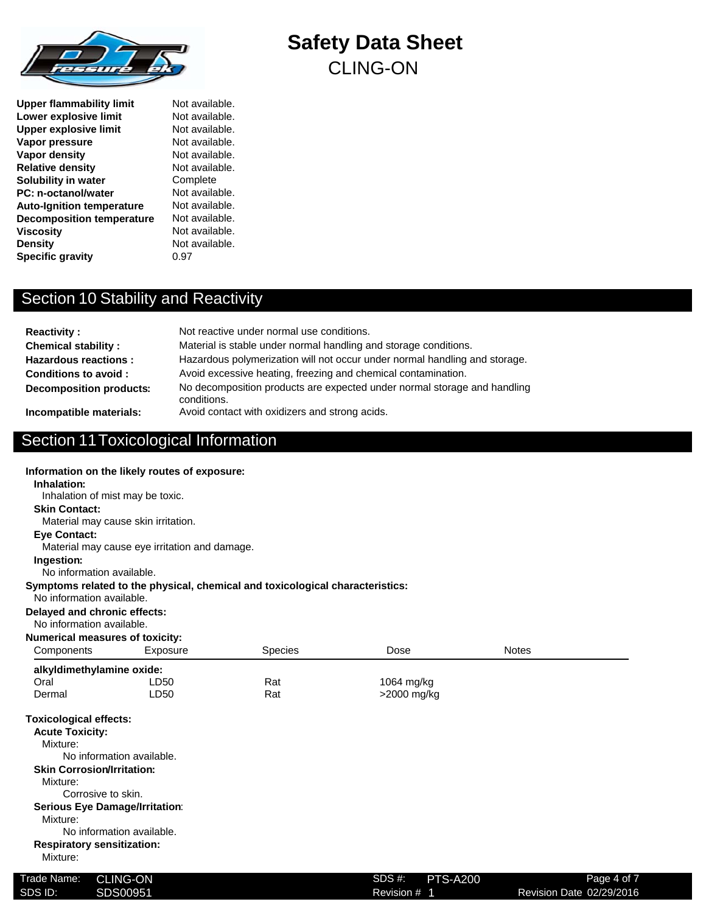| | |
|---|---|
| **Upper flammability limit** | Not available. |
| **Lower explosive limit** | Not available. |
| **Upper explosive limit** | Not available. |
| **Vapor pressure** | Not available. |
| **Vapor density** | Not available. |
| **Relative density** | Not available. |
| **Solubility in water** | Complete |
| **PC: n-octanol/water** | Not available. |
| **Auto-Ignition temperature** | Not available. |
| **Decomposition temperature** | Not available. |
| **Viscosity** | Not available. |
| **Density** | Not available. |
| **Specific gravity** | 0.97 |

## Section 10 Stability and Reactivity

| | |
|---|---|
| **Reactivity :** | Not reactive under normal use conditions. |
| **Chemical stability :** | Material is stable under normal handling and storage conditions. |
| **Hazardous reactions :** | Hazardous polymerization will not occur under normal handling and storage. |
| **Conditions to avoid :** | Avoid excessive heating, freezing and chemical contamination. |
| **Decomposition products:** | No decomposition products are expected under normal storage and handling conditions. |
| **Incompatible materials:** | Avoid contact with oxidizers and strong acids. |

## Section 11 Toxicological Information

**Information on the likely routes of exposure:**

**Inhalation:**
Inhalation of mist may be toxic.

**Skin Contact:**
Material may cause skin irritation.

**Eye Contact:**
Material may cause eye irritation and damage.

**Ingestion:**
No information available.

**Symptoms related to the physical, chemical and toxicological characteristics:**
No information available.

**Delayed and chronic effects:**
No information available.

**Numerical measures of toxicity:**

| Components | Exposure | Species | Dose | Notes |
|---|---|---|---|---|
| **alkyldimethylamine oxide:** | | | | |
| Oral | LD50 | Rat | 1064 mg/kg | |
| Dermal | LD50 | Rat | >2000 mg/kg | |

**Toxicological effects:**

**Acute Toxicity:**
Mixture:
No information available.

**Skin Corrosion/Irritation:**
Mixture:
Corrosive to skin.

**Serious Eye Damage/Irritation:**
Mixture:
No information available.

**Respiratory sensitization:**
Mixture: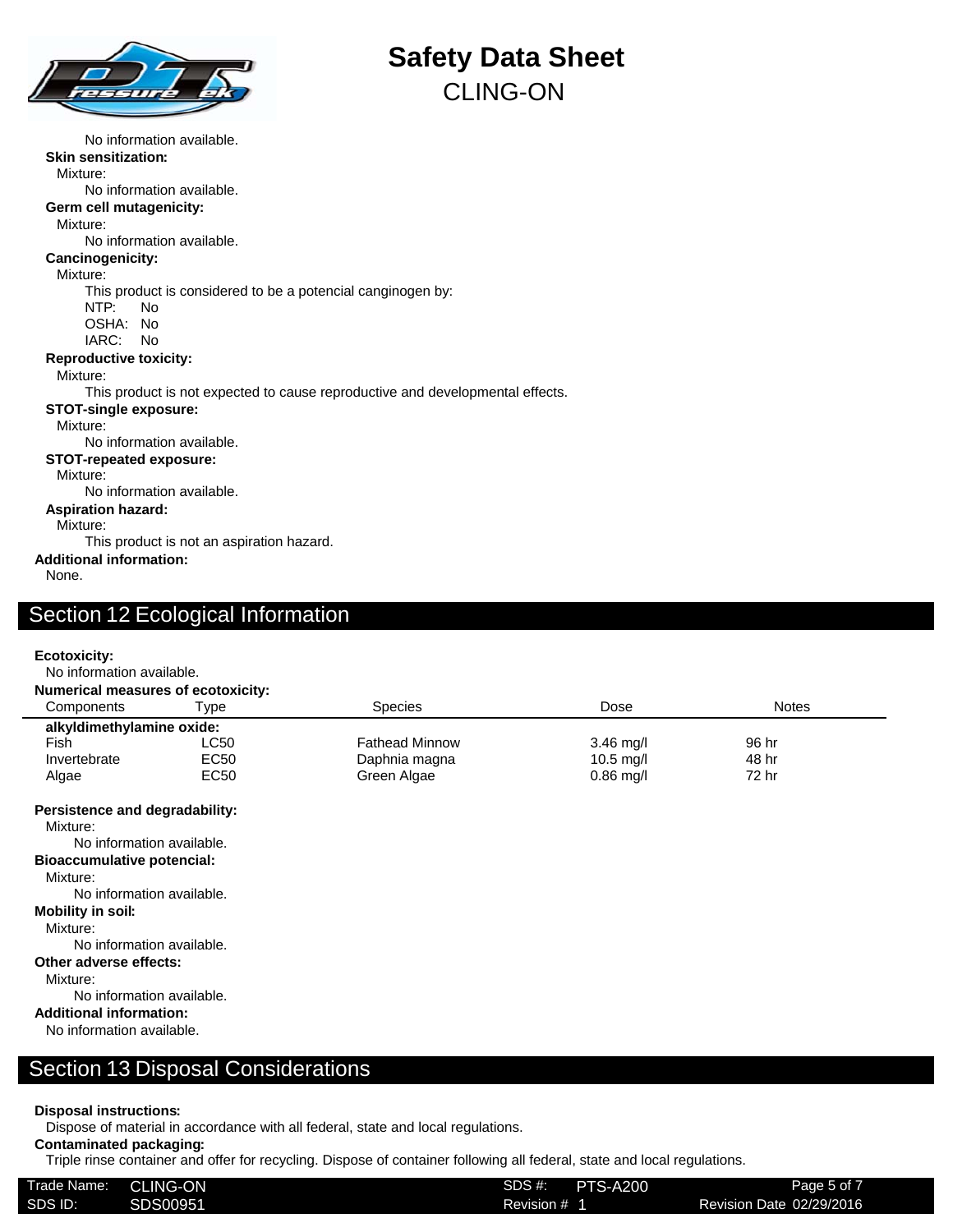No information available.

**Skin sensitization:**

Mixture:

No information available.

**Germ cell mutagenicity:**

Mixture:

No information available.

**Cancinogenicity:**

Mixture:

This product is considered to be a potencial canginogen by:

NTP: No

OSHA: No

IARC: No

**Reproductive toxicity:**

Mixture:

This product is not expected to cause reproductive and developmental effects.

**STOT-single exposure:**

Mixture:

No information available.

**STOT-repeated exposure:**

Mixture:

No information available.

**Aspiration hazard:**

Mixture:

This product is not an aspiration hazard.

**Additional information:**

None.

## Section 12 Ecological Information

**Ecotoxicity:**

No information available.

**Numerical measures of ecotoxicity:**

| Components | Type | Species | Dose | Notes |
|---|---|---|---|---|
| **alkyldimethylamine oxide:** | | | | |
| Fish | LC50 | Fathead Minnow | 3.46 mg/l | 96 hr |
| Invertebrate | EC50 | Daphnia magna | 10.5 mg/l | 48 hr |
| Algae | EC50 | Green Algae | 0.86 mg/l | 72 hr |

**Persistence and degradability:**

Mixture:

No information available.

**Bioaccumulative potencial:**

Mixture:

No information available.

**Mobility in soil:**

Mixture:

No information available.

**Other adverse effects:**

Mixture:

No information available.

**Additional information:**

No information available.

## Section 13 Disposal Considerations

**Disposal instructions:**

Dispose of material in accordance with all federal, state and local regulations.

**Contaminated packaging:**

Triple rinse container and offer for recycling. Dispose of container following all federal, state and local regulations.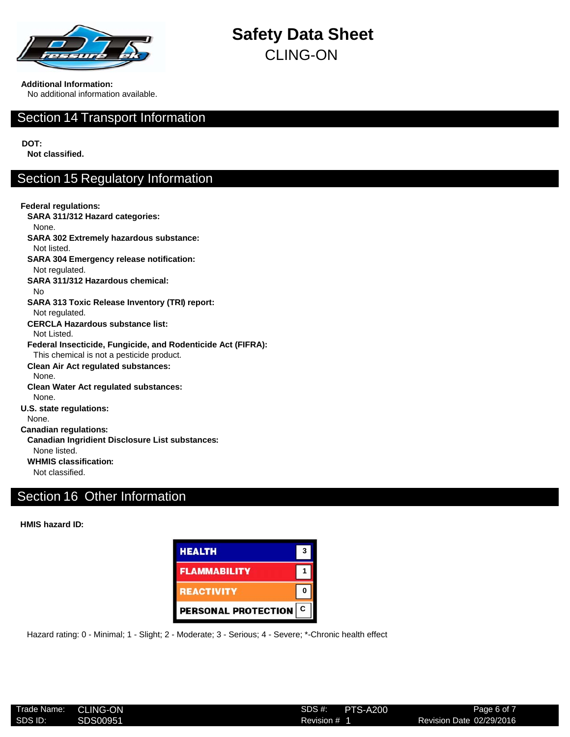**Additional Information:**
No additional information available.

## Section 14 Transport Information

**DOT:**
**Not classified.**

## Section 15 Regulatory Information

**Federal regulations:**

**SARA 311/312 Hazard categories:**
None.

**SARA 302 Extremely hazardous substance:**
Not listed.

**SARA 304 Emergency release notification:**
Not regulated.

**SARA 311/312 Hazardous chemical:**
No

**SARA 313 Toxic Release Inventory (TRI) report:**
Not regulated.

**CERCLA Hazardous substance list:**
Not Listed.

**Federal Insecticide, Fungicide, and Rodenticide Act (FIFRA):**
This chemical is not a pesticide product.

**Clean Air Act regulated substances:**
None.

**Clean Water Act regulated substances:**
None.

**U.S. state regulations:**
None.

**Canadian regulations:**

**Canadian Ingridient Disclosure List substances:**
None listed.

**WHMIS classification:**
Not classified.

## Section 16 Other Information

**HMIS hazard ID:**

| HMIS | Rating |
|---|---|
| HEALTH | 3 |
| FLAMMABILITY | 1 |
| REACTIVITY | 0 |
| PERSONAL PROTECTION | C |

Hazard rating: 0 - Minimal; 1 - Slight; 2 - Moderate; 3 - Serious; 4 - Severe; *-Chronic health effect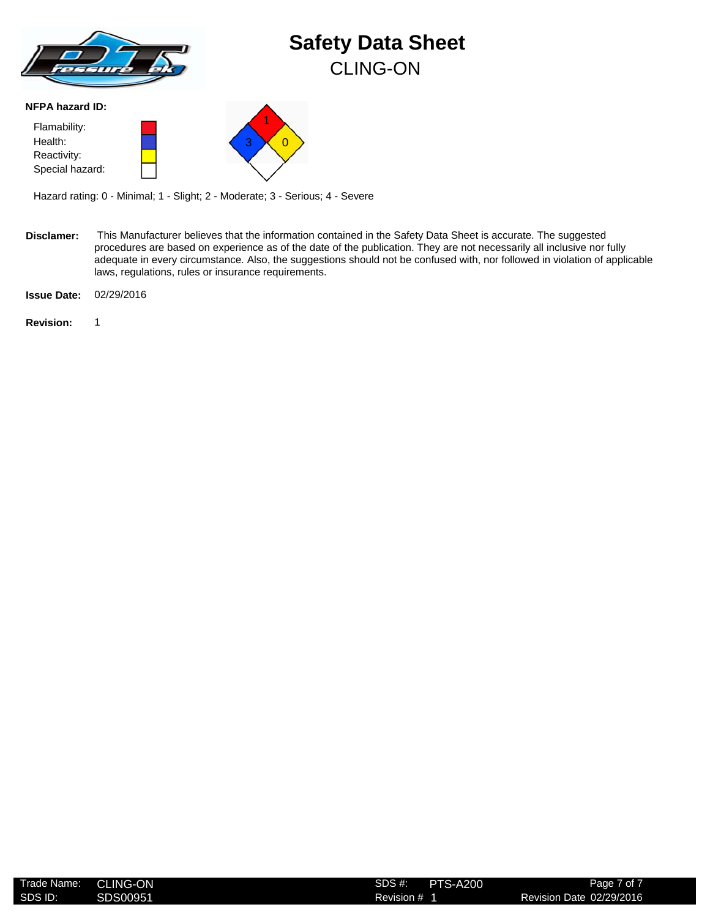# Safety Data Sheet

## CLING-ON

**NFPA hazard ID:**

Flamability:
Health:
Reactivity:
Special hazard:

1
3
0

Hazard rating: 0 - Minimal; 1 - Slight; 2 - Moderate; 3 - Serious; 4 - Severe

**Disclamer:** This Manufacturer believes that the information contained in the Safety Data Sheet is accurate. The suggested procedures are based on experience as of the date of the publication. They are not necessarily all inclusive nor fully adequate in every circumstance. Also, the suggestions should not be confused with, nor followed in violation of applicable laws, regulations, rules or insurance requirements.

**Issue Date:** 02/29/2016

**Revision:** 1